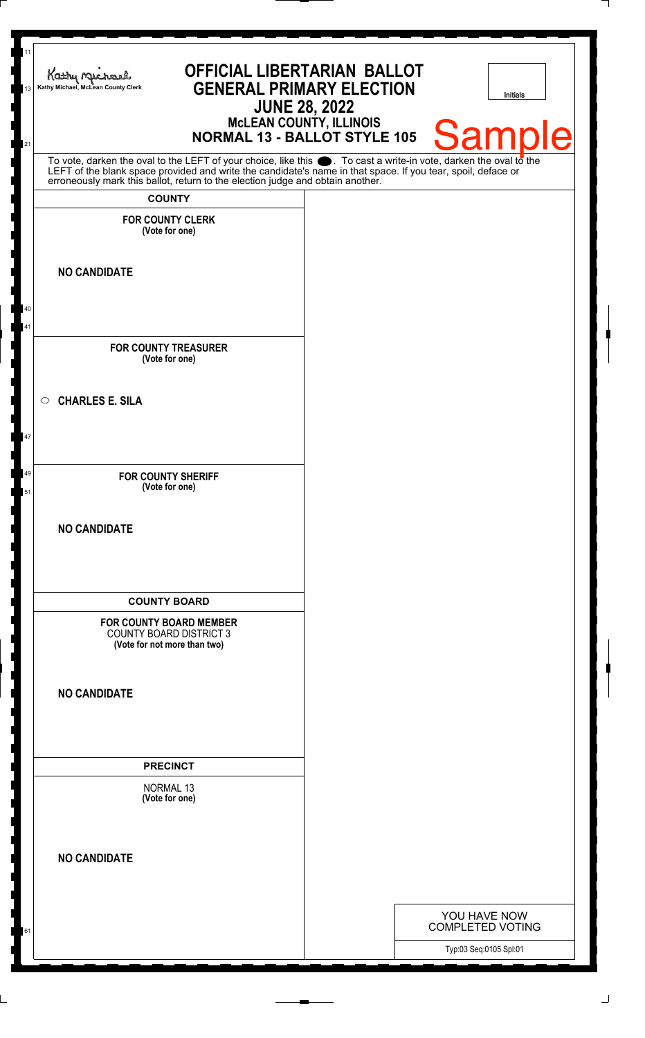Kathy Michael, McLean County Clerk

# OFFICIAL LIBERTARIAN BALLOT
# GENERAL PRIMARY ELECTION
## JUNE 28, 2022
### McLEAN COUNTY, ILLINOIS
### NORMAL 13 - BALLOT STYLE 105

Initials

Sample

To vote, darken the oval to the LEFT of your choice, like this ●. To cast a write-in vote, darken the oval to the LEFT of the blank space provided and write the candidate's name in that space. If you tear, spoil, deface or erroneously mark this ballot, return to the election judge and obtain another.

**COUNTY**

**FOR COUNTY CLERK**
**(Vote for one)**

**NO CANDIDATE**

**FOR COUNTY TREASURER**
**(Vote for one)**

○ **CHARLES E. SILA**

**FOR COUNTY SHERIFF**
**(Vote for one)**

**NO CANDIDATE**

**COUNTY BOARD**

**FOR COUNTY BOARD MEMBER**
COUNTY BOARD DISTRICT 3
**(Vote for not more than two)**

**NO CANDIDATE**

**PRECINCT**

NORMAL 13
**(Vote for one)**

**NO CANDIDATE**

YOU HAVE NOW COMPLETED VOTING

Typ:03 Seq:0105 Spl:01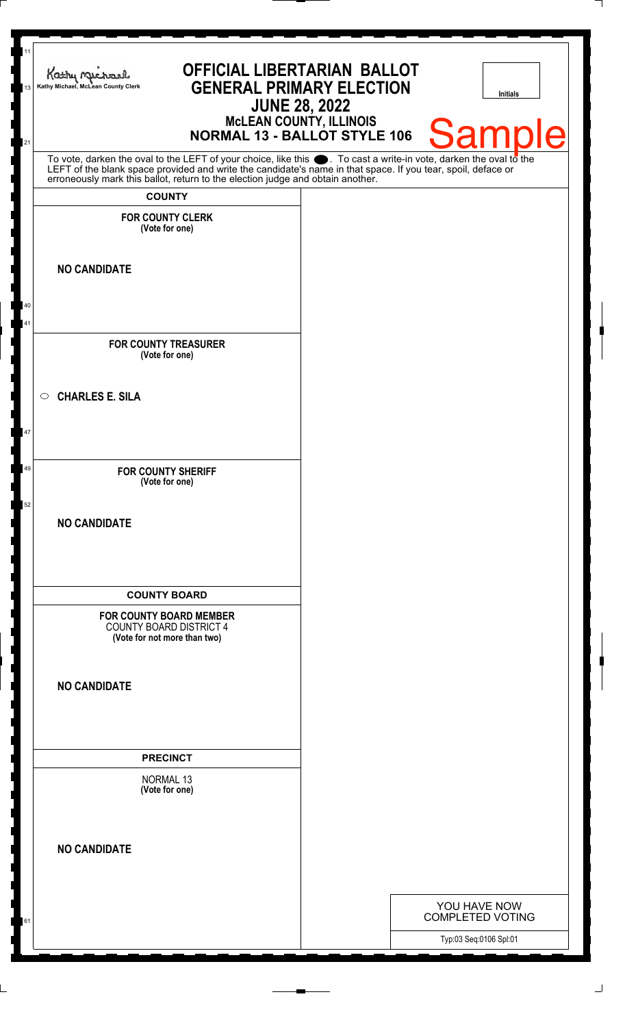Kathy Michael, McLean County Clerk

# OFFICIAL LIBERTARIAN BALLOT
## GENERAL PRIMARY ELECTION
## JUNE 28, 2022
### McLEAN COUNTY, ILLINOIS
### NORMAL 13 - BALLOT STYLE 106

Initials

Sample

To vote, darken the oval to the LEFT of your choice, like this ⬤. To cast a write-in vote, darken the oval to the LEFT of the blank space provided and write the candidate's name in that space. If you tear, spoil, deface or erroneously mark this ballot, return to the election judge and obtain another.

**COUNTY**

**FOR COUNTY CLERK**
**(Vote for one)**

**NO CANDIDATE**

**FOR COUNTY TREASURER**
**(Vote for one)**

○ **CHARLES E. SILA**

**FOR COUNTY SHERIFF**
**(Vote for one)**

**NO CANDIDATE**

**COUNTY BOARD**

**FOR COUNTY BOARD MEMBER**
COUNTY BOARD DISTRICT 4
**(Vote for not more than two)**

**NO CANDIDATE**

**PRECINCT**

NORMAL 13
**(Vote for one)**

**NO CANDIDATE**

YOU HAVE NOW COMPLETED VOTING

Typ:03 Seq:0106 Spl:01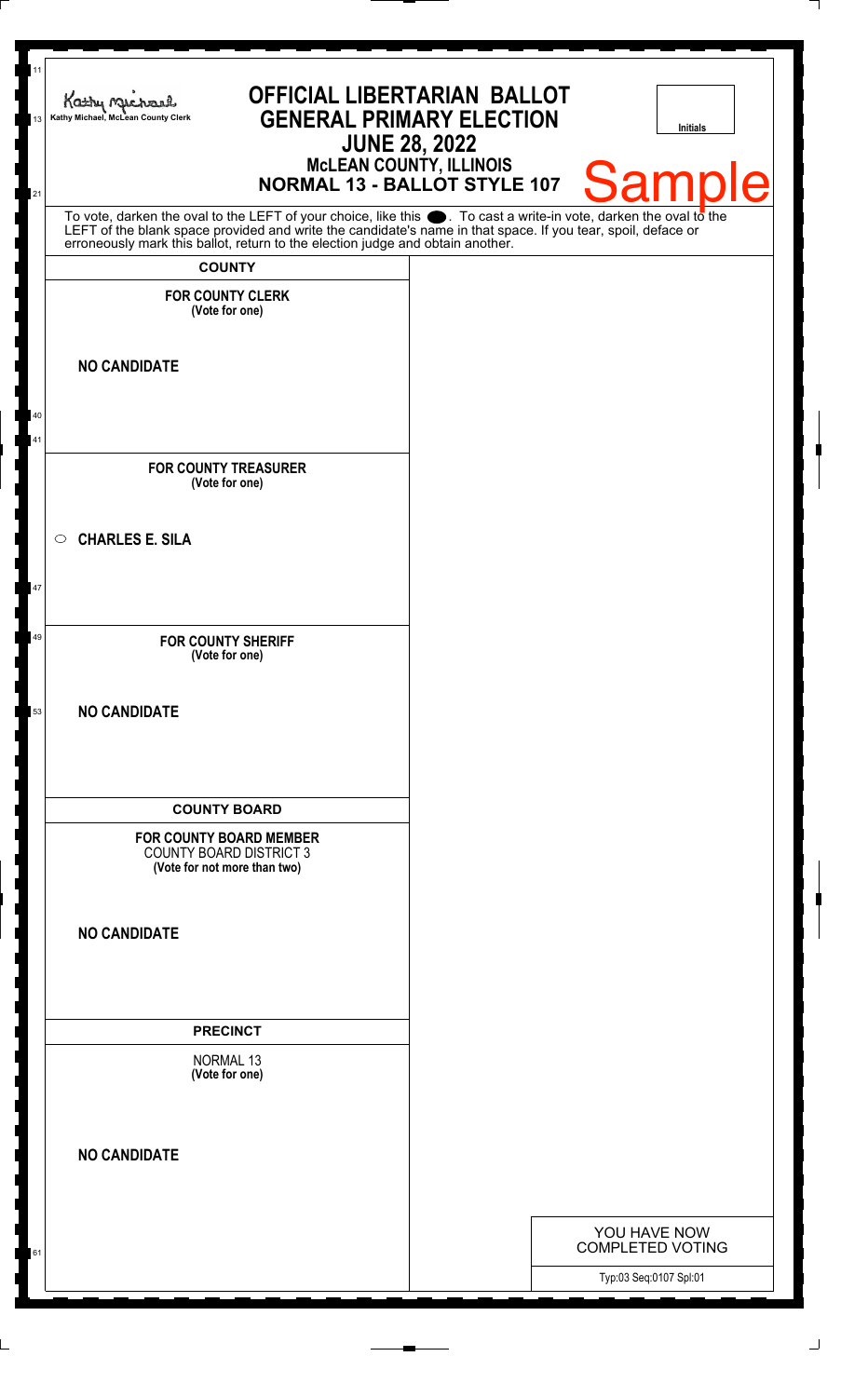Kathy Michael, McLean County Clerk

# OFFICIAL LIBERTARIAN BALLOT
## GENERAL PRIMARY ELECTION
## JUNE 28, 2022
### McLEAN COUNTY, ILLINOIS
### NORMAL 13 - BALLOT STYLE 107

Initials

Sample

To vote, darken the oval to the LEFT of your choice, like this ⬤. To cast a write-in vote, darken the oval to the LEFT of the blank space provided and write the candidate's name in that space. If you tear, spoil, deface or erroneously mark this ballot, return to the election judge and obtain another.

**COUNTY**

**FOR COUNTY CLERK**
**(Vote for one)**

**NO CANDIDATE**

**FOR COUNTY TREASURER**
**(Vote for one)**

○ **CHARLES E. SILA**

**FOR COUNTY SHERIFF**
**(Vote for one)**

**NO CANDIDATE**

**COUNTY BOARD**

**FOR COUNTY BOARD MEMBER**
COUNTY BOARD DISTRICT 3
**(Vote for not more than two)**

**NO CANDIDATE**

**PRECINCT**

NORMAL 13
**(Vote for one)**

**NO CANDIDATE**

YOU HAVE NOW COMPLETED VOTING

Typ:03 Seq:0107 Spl:01